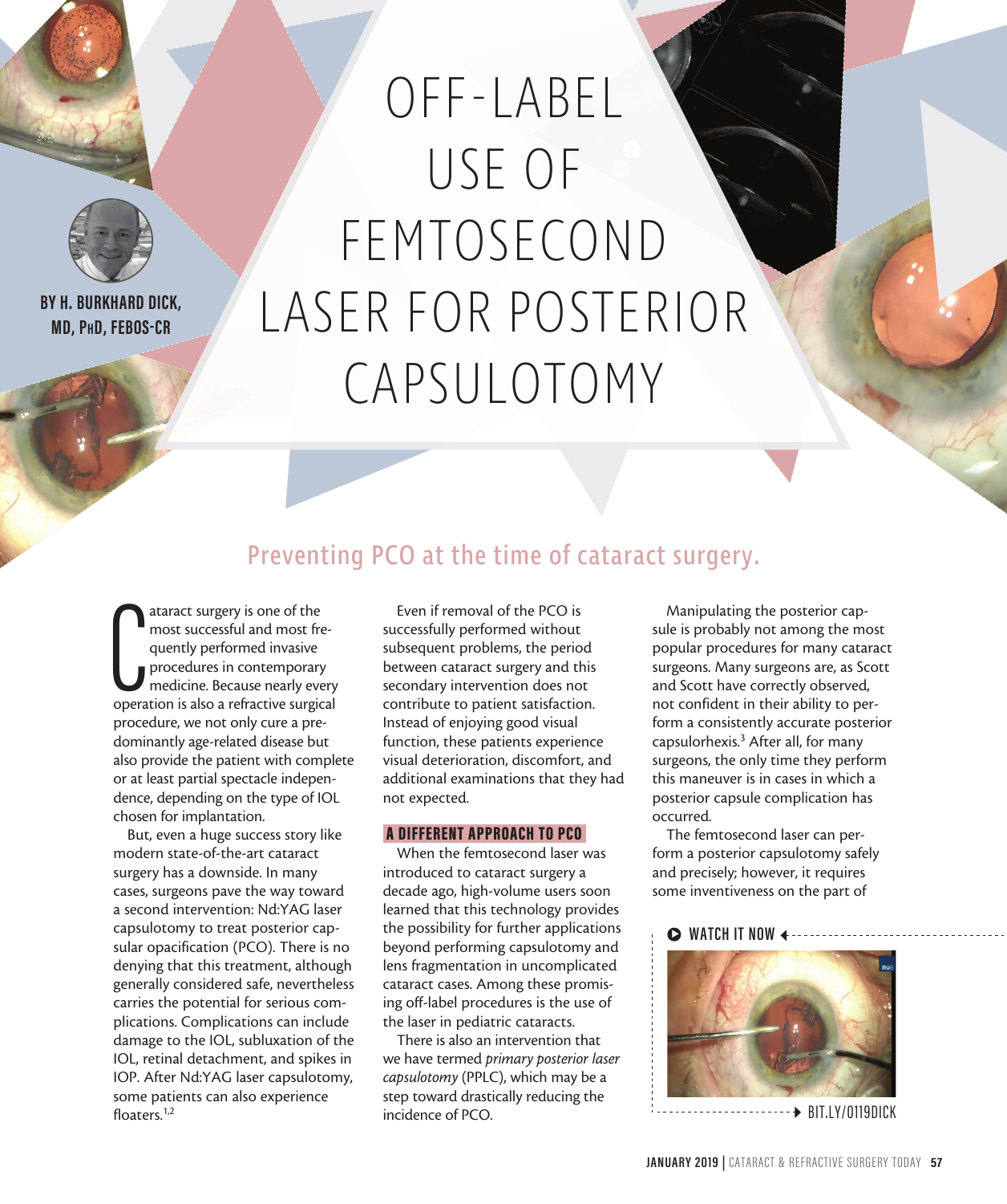# OFF-LABEL USE OF FEMTOSECOND LASER FOR POSTERIOR CAPSULOTOMY

BY H. BURKHARD DICK, MD, PhD, FEBOS-CR

## Preventing PCO at the time of cataract surgery.

Cataract surgery is one of the most successful and most frequently performed invasive procedures in contemporary medicine. Because nearly every operation is also a refractive surgical procedure, we not only cure a predominantly age-related disease but also provide the patient with complete or at least partial spectacle independence, depending on the type of IOL chosen for implantation.

But, even a huge success story like modern state-of-the-art cataract surgery has a downside. In many cases, surgeons pave the way toward a second intervention: Nd:YAG laser capsulotomy to treat posterior capsular opacification (PCO). There is no denying that this treatment, although generally considered safe, nevertheless carries the potential for serious complications. Complications can include damage to the IOL, subluxation of the IOL, retinal detachment, and spikes in IOP. After Nd:YAG laser capsulotomy, some patients can also experience floaters.[1,2]

Even if removal of the PCO is successfully performed without subsequent problems, the period between cataract surgery and this secondary intervention does not contribute to patient satisfaction. Instead of enjoying good visual function, these patients experience visual deterioration, discomfort, and additional examinations that they had not expected.

### A DIFFERENT APPROACH TO PCO

When the femtosecond laser was introduced to cataract surgery a decade ago, high-volume users soon learned that this technology provides the possibility for further applications beyond performing capsulotomy and lens fragmentation in uncomplicated cataract cases. Among these promising off-label procedures is the use of the laser in pediatric cataracts.

There is also an intervention that we have termed *primary posterior laser capsulotomy* (PPLC), which may be a step toward drastically reducing the incidence of PCO.

Manipulating the posterior capsule is probably not among the most popular procedures for many cataract surgeons. Many surgeons are, as Scott and Scott have correctly observed, not confident in their ability to perform a consistently accurate posterior capsulorhexis.[3] After all, for many surgeons, the only time they perform this maneuver is in cases in which a posterior capsule complication has occurred.

The femtosecond laser can perform a posterior capsulotomy safely and precisely; however, it requires some inventiveness on the part of

WATCH IT NOW

BIT.LY/0119DICK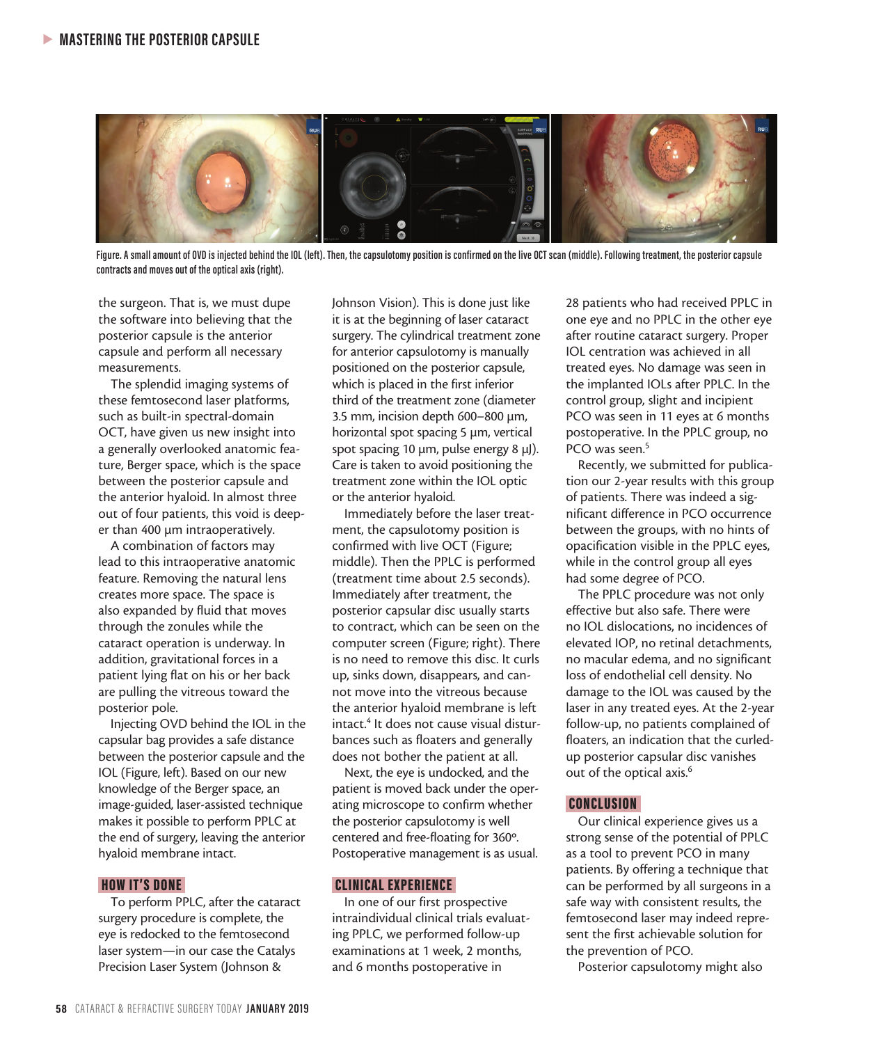Figure. A small amount of OVD is injected behind the IOL (left). Then, the capsulotomy position is confirmed on the live OCT scan (middle). Following treatment, the posterior capsule contracts and moves out of the optical axis (right).

the surgeon. That is, we must dupe the software into believing that the posterior capsule is the anterior capsule and perform all necessary measurements.

The splendid imaging systems of these femtosecond laser platforms, such as built-in spectral-domain OCT, have given us new insight into a generally overlooked anatomic feature, Berger space, which is the space between the posterior capsule and the anterior hyaloid. In almost three out of four patients, this void is deeper than 400 µm intraoperatively.

A combination of factors may lead to this intraoperative anatomic feature. Removing the natural lens creates more space. The space is also expanded by fluid that moves through the zonules while the cataract operation is underway. In addition, gravitational forces in a patient lying flat on his or her back are pulling the vitreous toward the posterior pole.

Injecting OVD behind the IOL in the capsular bag provides a safe distance between the posterior capsule and the IOL (Figure, left). Based on our new knowledge of the Berger space, an image-guided, laser-assisted technique makes it possible to perform PPLC at the end of surgery, leaving the anterior hyaloid membrane intact.

## HOW IT'S DONE

To perform PPLC, after the cataract surgery procedure is complete, the eye is redocked to the femtosecond laser system—in our case the Catalys Precision Laser System (Johnson & Johnson Vision). This is done just like it is at the beginning of laser cataract surgery. The cylindrical treatment zone for anterior capsulotomy is manually positioned on the posterior capsule, which is placed in the first inferior third of the treatment zone (diameter 3.5 mm, incision depth 600–800 µm, horizontal spot spacing 5 µm, vertical spot spacing 10 µm, pulse energy 8 µJ). Care is taken to avoid positioning the treatment zone within the IOL optic or the anterior hyaloid.

Immediately before the laser treatment, the capsulotomy position is confirmed with live OCT (Figure; middle). Then the PPLC is performed (treatment time about 2.5 seconds). Immediately after treatment, the posterior capsular disc usually starts to contract, which can be seen on the computer screen (Figure; right). There is no need to remove this disc. It curls up, sinks down, disappears, and cannot move into the vitreous because the anterior hyaloid membrane is left intact.[4] It does not cause visual disturbances such as floaters and generally does not bother the patient at all.

Next, the eye is undocked, and the patient is moved back under the operating microscope to confirm whether the posterior capsulotomy is well centered and free-floating for 360º. Postoperative management is as usual.

## CLINICAL EXPERIENCE

In one of our first prospective intraindividual clinical trials evaluating PPLC, we performed follow-up examinations at 1 week, 2 months, and 6 months postoperative in 28 patients who had received PPLC in one eye and no PPLC in the other eye after routine cataract surgery. Proper IOL centration was achieved in all treated eyes. No damage was seen in the implanted IOLs after PPLC. In the control group, slight and incipient PCO was seen in 11 eyes at 6 months postoperative. In the PPLC group, no PCO was seen.[5]

Recently, we submitted for publication our 2-year results with this group of patients. There was indeed a significant difference in PCO occurrence between the groups, with no hints of opacification visible in the PPLC eyes, while in the control group all eyes had some degree of PCO.

The PPLC procedure was not only effective but also safe. There were no IOL dislocations, no incidences of elevated IOP, no retinal detachments, no macular edema, and no significant loss of endothelial cell density. No damage to the IOL was caused by the laser in any treated eyes. At the 2-year follow-up, no patients complained of floaters, an indication that the curled-up posterior capsular disc vanishes out of the optical axis.[6]

## CONCLUSION

Our clinical experience gives us a strong sense of the potential of PPLC as a tool to prevent PCO in many patients. By offering a technique that can be performed by all surgeons in a safe way with consistent results, the femtosecond laser may indeed represent the first achievable solution for the prevention of PCO.

Posterior capsulotomy might also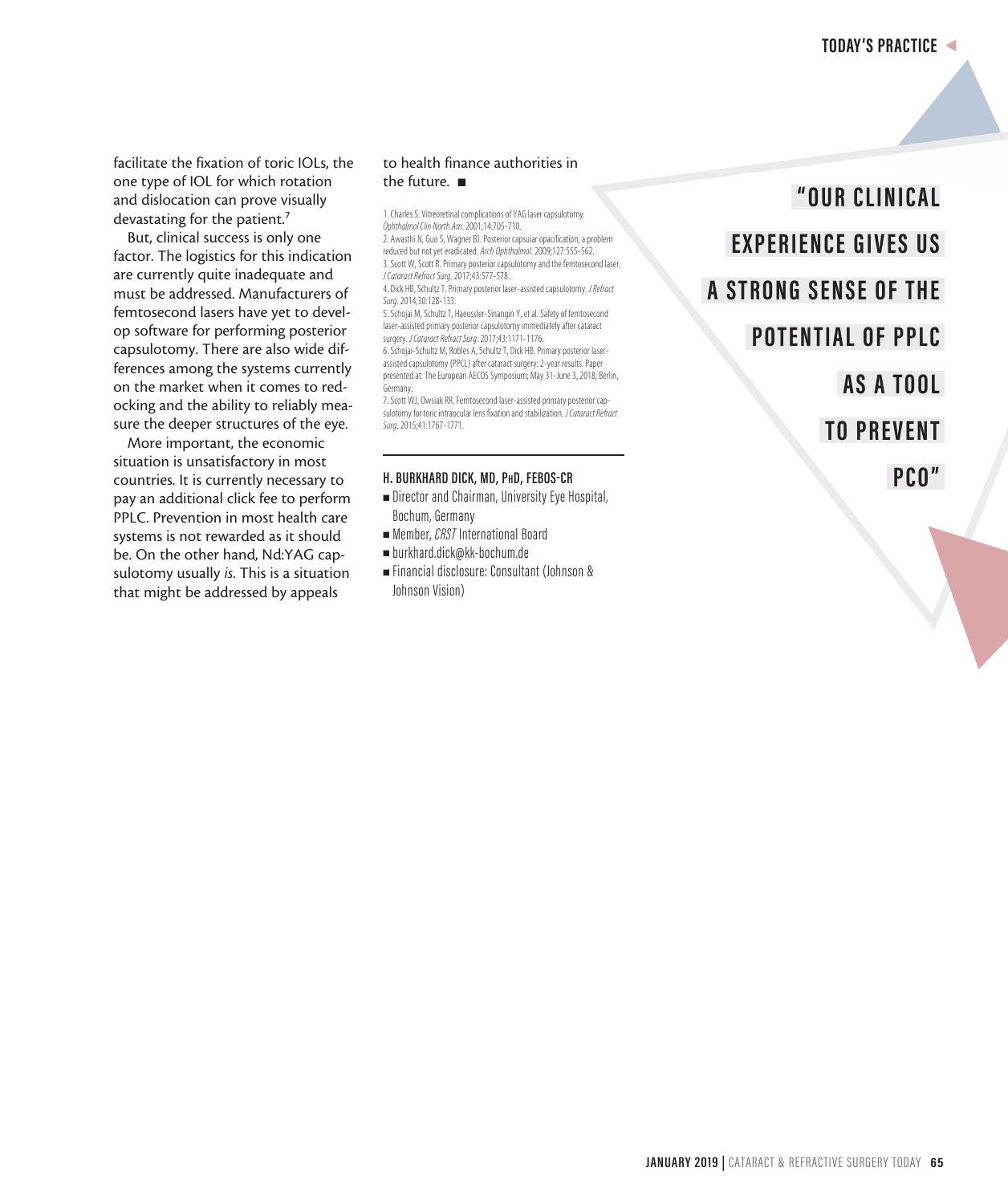facilitate the fixation of toric IOLs, the one type of IOL for which rotation and dislocation can prove visually devastating for the patient.[7]

But, clinical success is only one factor. The logistics for this indication are currently quite inadequate and must be addressed. Manufacturers of femtosecond lasers have yet to develop software for performing posterior capsulotomy. There are also wide differences among the systems currently on the market when it comes to redocking and the ability to reliably measure the deeper structures of the eye.

More important, the economic situation is unsatisfactory in most countries. It is currently necessary to pay an additional click fee to perform PPLC. Prevention in most health care systems is not rewarded as it should be. On the other hand, Nd:YAG capsulotomy usually *is*. This is a situation that might be addressed by appeals to health finance authorities in the future. ■

1. Charles S. Vitreoretinal complications of YAG laser capsulotomy. *Ophthalmol Clin North Am*. 2001;14:705-710.
2. Awasthi N, Guo S, Wagner BJ. Posterior capsular opacification; a problem reduced but not yet eradicated. *Arch Ophthalmol*. 2009;127:555-562.
3. Scott W, Scott R. Primary posterior capsulotomy and the femtosecond laser. *J Cataract Refract Surg*. 2017;43:577-578.
4. Dick HB, Schultz T. Primary posterior laser-assisted capsulotomy. *J Refract Surg*. 2014;30:128-133.
5. Schojai M, Schultz T, Haeussler-Sinangin Y, et al. Safety of femtosecond laser-assisted primary posterior capsulotomy immediately after cataract surgery. *J Cataract Refract Surg*. 2017;43:1171-1176.
6. Schojai-Schultz M, Robles A, Schultz T, Dick HB. Primary posterior laser-assisted capsulotomy (PPCL) after cataract surgery: 2-year results. Paper presented at: The European AECOS Symposium; May 31-June 3, 2018; Berlin, Germany.
7. Scott WJ, Owsiak RR. Femtosecond laser-assisted primary posterior capsulotomy for toric intraocular lens fixation and stabilization. *J Cataract Refract Surg*. 2015;41:1767-1771.

**H. BURKHARD DICK, MD, PhD, FEBOS-CR**
- Director and Chairman, University Eye Hospital, Bochum, Germany
- Member, *CRST* International Board
- burkhard.dick@kk-bochum.de
- Financial disclosure: Consultant (Johnson & Johnson Vision)

**"OUR CLINICAL EXPERIENCE GIVES US A STRONG SENSE OF THE POTENTIAL OF PPLC AS A TOOL TO PREVENT PCO"**